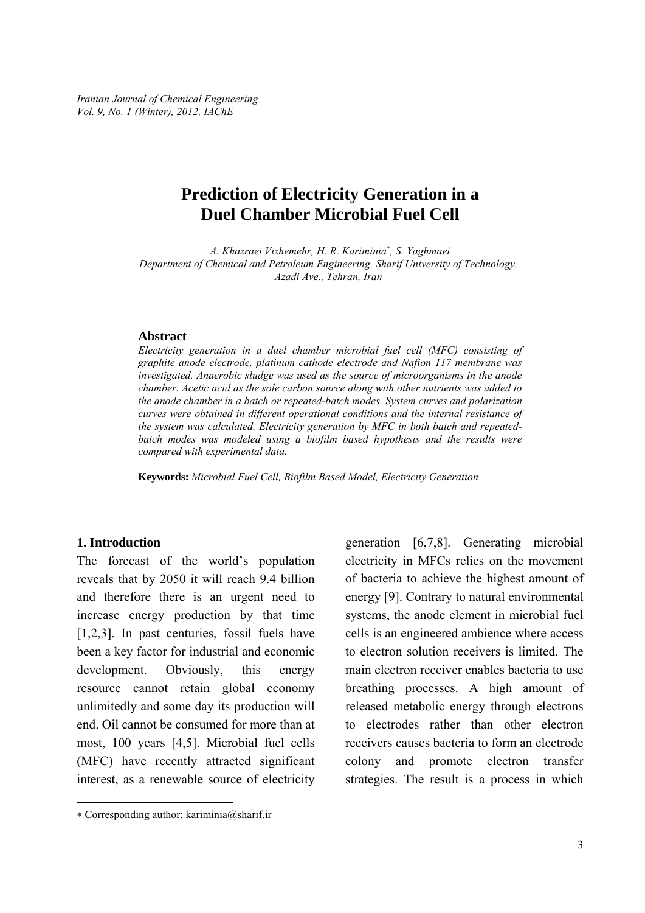# Prediction of Electricity Generation in a Duel Chamber Microbial Fuel Cell

*A. Khazraei Vizhemehr, H. R. Kariminia*, S. Yaghmaei*
*Department of Chemical and Petroleum Engineering, Sharif University of Technology, Azadi Ave., Tehran, Iran*

## Abstract

*Electricity generation in a duel chamber microbial fuel cell (MFC) consisting of graphite anode electrode, platinum cathode electrode and Nafion 117 membrane was investigated. Anaerobic sludge was used as the source of microorganisms in the anode chamber. Acetic acid as the sole carbon source along with other nutrients was added to the anode chamber in a batch or repeated-batch modes. System curves and polarization curves were obtained in different operational conditions and the internal resistance of the system was calculated. Electricity generation by MFC in both batch and repeated-batch modes was modeled using a biofilm based hypothesis and the results were compared with experimental data.*

**Keywords:** *Microbial Fuel Cell, Biofilm Based Model, Electricity Generation*

## 1. Introduction

The forecast of the world's population reveals that by 2050 it will reach 9.4 billion and therefore there is an urgent need to increase energy production by that time [1,2,3]. In past centuries, fossil fuels have been a key factor for industrial and economic development. Obviously, this energy resource cannot retain global economy unlimitedly and some day its production will end. Oil cannot be consumed for more than at most, 100 years [4,5]. Microbial fuel cells (MFC) have recently attracted significant interest, as a renewable source of electricity generation [6,7,8]. Generating microbial electricity in MFCs relies on the movement of bacteria to achieve the highest amount of energy [9]. Contrary to natural environmental systems, the anode element in microbial fuel cells is an engineered ambience where access to electron solution receivers is limited. The main electron receiver enables bacteria to use breathing processes. A high amount of released metabolic energy through electrons to electrodes rather than other electron receivers causes bacteria to form an electrode colony and promote electron transfer strategies. The result is a process in which

* Corresponding author: kariminia@sharif.ir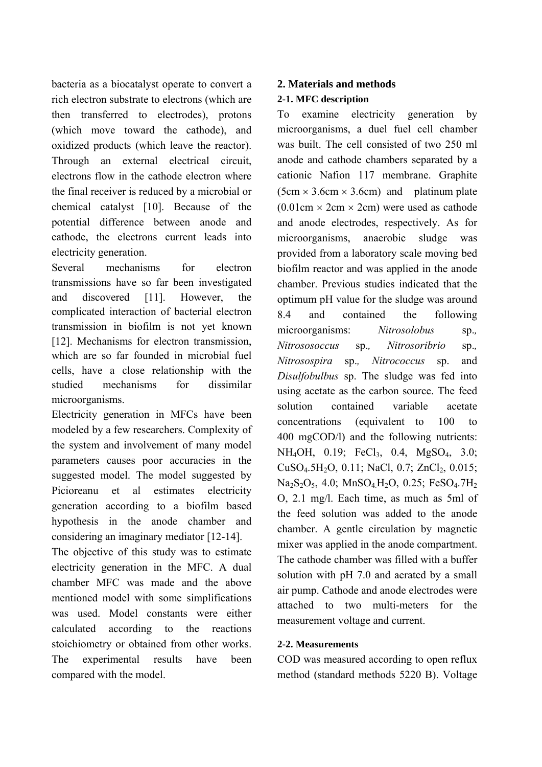bacteria as a biocatalyst operate to convert a rich electron substrate to electrons (which are then transferred to electrodes), protons (which move toward the cathode), and oxidized products (which leave the reactor). Through an external electrical circuit, electrons flow in the cathode electron where the final receiver is reduced by a microbial or chemical catalyst [10]. Because of the potential difference between anode and cathode, the electrons current leads into electricity generation.

Several mechanisms for electron transmissions have so far been investigated and discovered [11]. However, the complicated interaction of bacterial electron transmission in biofilm is not yet known [12]. Mechanisms for electron transmission, which are so far founded in microbial fuel cells, have a close relationship with the studied mechanisms for dissimilar microorganisms.

Electricity generation in MFCs have been modeled by a few researchers. Complexity of the system and involvement of many model parameters causes poor accuracies in the suggested model. The model suggested by Picioreanu et al estimates electricity generation according to a biofilm based hypothesis in the anode chamber and considering an imaginary mediator [12-14].

The objective of this study was to estimate electricity generation in the MFC. A dual chamber MFC was made and the above mentioned model with some simplifications was used. Model constants were either calculated according to the reactions stoichiometry or obtained from other works. The experimental results have been compared with the model.

## 2. Materials and methods

### 2-1. MFC description

To examine electricity generation by microorganisms, a duel fuel cell chamber was built. The cell consisted of two 250 ml anode and cathode chambers separated by a cationic Nafion 117 membrane. Graphite ($5cm \times 3.6cm \times 3.6cm$) and platinum plate ($0.01cm \times 2cm \times 2cm$) were used as cathode and anode electrodes, respectively. As for microorganisms, anaerobic sludge was provided from a laboratory scale moving bed biofilm reactor and was applied in the anode chamber. Previous studies indicated that the optimum pH value for the sludge was around 8.4 and contained the following microorganisms: *Nitrosolobus* sp., *Nitrososoccus* sp., *Nitrosoribrio* sp., *Nitrosospira* sp., *Nitrococcus* sp. and *Disulfobulbus* sp. The sludge was fed into using acetate as the carbon source. The feed solution contained variable acetate concentrations (equivalent to 100 to 400 mgCOD/l) and the following nutrients: $NH_4OH$, 0.19; $FeCl_3$, 0.4, $MgSO_4$, 3.0; $CuSO_4.5H_2O$, 0.11; NaCl, 0.7; $ZnCl_2$, 0.015; $Na_2S_2O_5$, 4.0; $MnSO_4.H_2O$, 0.25; $FeSO_4.7H_2O$, 2.1 mg/l. Each time, as much as 5ml of the feed solution was added to the anode chamber. A gentle circulation by magnetic mixer was applied in the anode compartment. The cathode chamber was filled with a buffer solution with pH 7.0 and aerated by a small air pump. Cathode and anode electrodes were attached to two multi-meters for the measurement voltage and current.

### 2-2. Measurements

COD was measured according to open reflux method (standard methods 5220 B). Voltage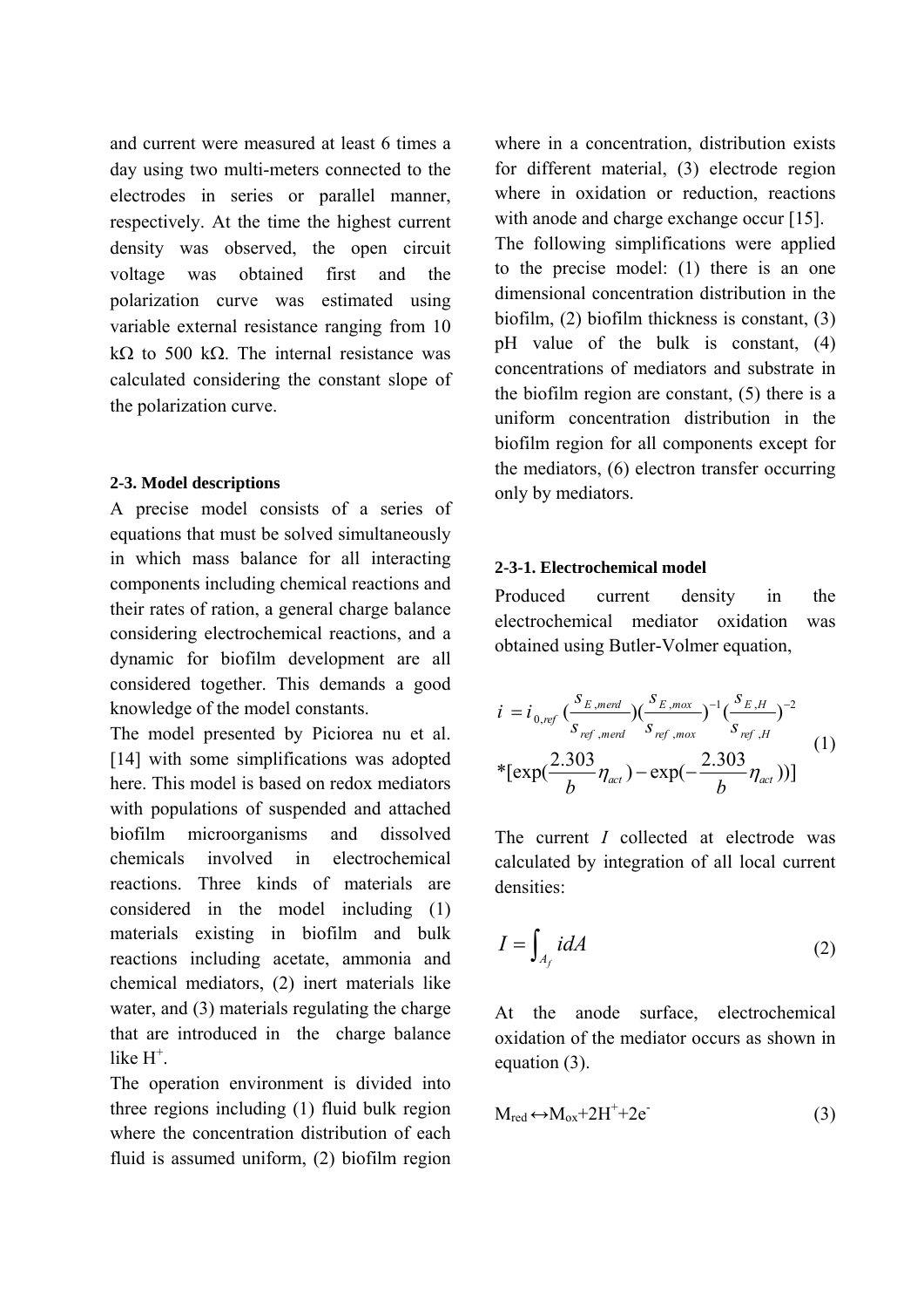and current were measured at least 6 times a day using two multi-meters connected to the electrodes in series or parallel manner, respectively. At the time the highest current density was observed, the open circuit voltage was obtained first and the polarization curve was estimated using variable external resistance ranging from 10 kΩ to 500 kΩ. The internal resistance was calculated considering the constant slope of the polarization curve.

### 2-3. Model descriptions

A precise model consists of a series of equations that must be solved simultaneously in which mass balance for all interacting components including chemical reactions and their rates of ration, a general charge balance considering electrochemical reactions, and a dynamic for biofilm development are all considered together. This demands a good knowledge of the model constants.

The model presented by Piciorea nu et al. [14] with some simplifications was adopted here. This model is based on redox mediators with populations of suspended and attached biofilm microorganisms and dissolved chemicals involved in electrochemical reactions. Three kinds of materials are considered in the model including (1) materials existing in biofilm and bulk reactions including acetate, ammonia and chemical mediators, (2) inert materials like water, and (3) materials regulating the charge that are introduced in the charge balance like $H^+$.

The operation environment is divided into three regions including (1) fluid bulk region where the concentration distribution of each fluid is assumed uniform, (2) biofilm region where in a concentration, distribution exists for different material, (3) electrode region where in oxidation or reduction, reactions with anode and charge exchange occur [15].

The following simplifications were applied to the precise model: (1) there is an one dimensional concentration distribution in the biofilm, (2) biofilm thickness is constant, (3) pH value of the bulk is constant, (4) concentrations of mediators and substrate in the biofilm region are constant, (5) there is a uniform concentration distribution in the biofilm region for all components except for the mediators, (6) electron transfer occurring only by mediators.

### 2-3-1. Electrochemical model

Produced current density in the electrochemical mediator oxidation was obtained using Butler-Volmer equation,

$$i = i_{0,ref}\left(\frac{s_{E,merd}}{s_{ref,merd}}\right)\left(\frac{s_{E,mox}}{s_{ref,mox}}\right)^{-1}\left(\frac{s_{E,H}}{s_{ref,H}}\right)^{-2} * \left[\exp\left(\frac{2.303}{b}\eta_{act}\right) - \exp\left(-\frac{2.303}{b}\eta_{act}\right)\right] \tag{1}$$

The current $I$ collected at electrode was calculated by integration of all local current densities:

$$I = \int_{A_f} i dA \tag{2}$$

At the anode surface, electrochemical oxidation of the mediator occurs as shown in equation (3).

$$M_{red} \leftrightarrow M_{ox} + 2H^+ + 2e^- \tag{3}$$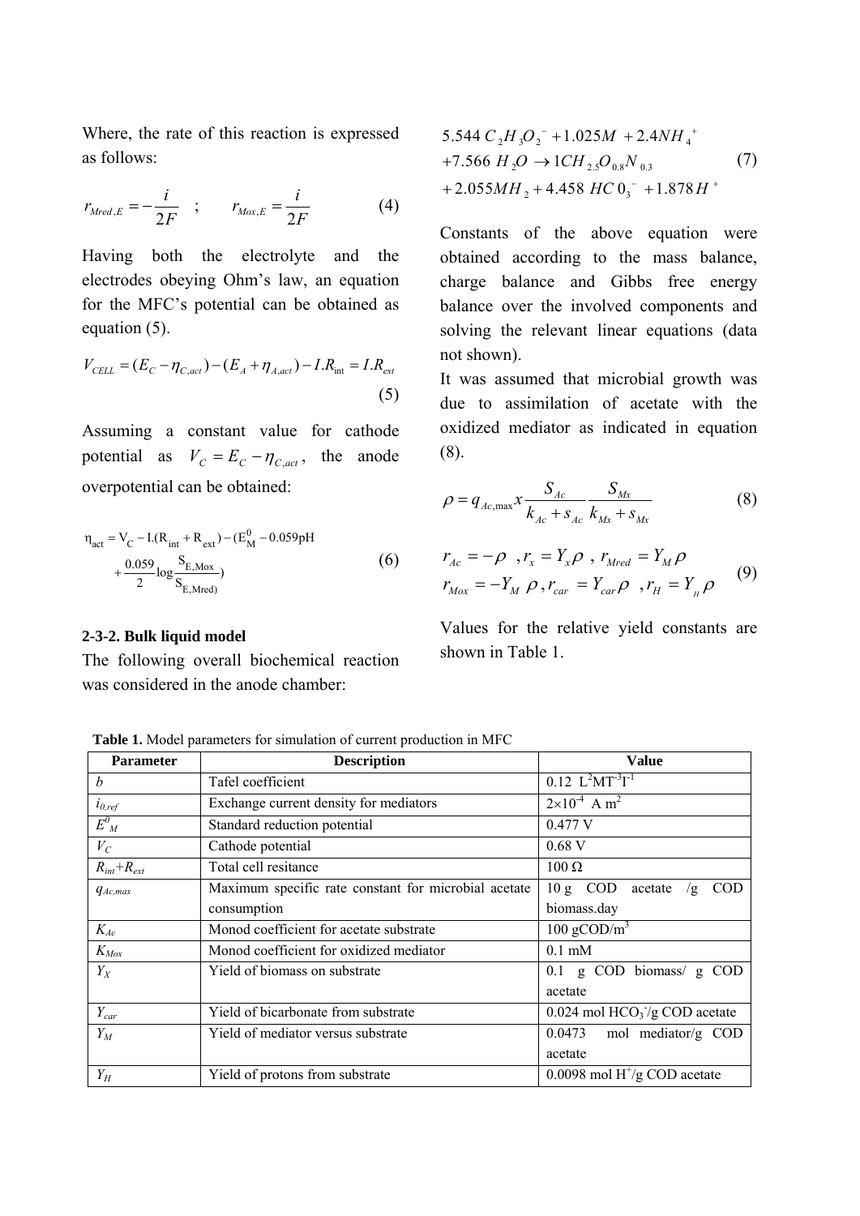Where, the rate of this reaction is expressed as follows:

$$r_{Mred,E} = -\frac{i}{2F} \quad ; \quad r_{Mox,E} = \frac{i}{2F} \tag{4}$$

Having both the electrolyte and the electrodes obeying Ohm's law, an equation for the MFC's potential can be obtained as equation (5).

$$V_{CELL} = (E_C - \eta_{C,act}) - (E_A + \eta_{A,act}) - I.R_{int} = I.R_{ext} \tag{5}$$

Assuming a constant value for cathode potential as $V_C = E_C - \eta_{C,act}$, the anode overpotential can be obtained:

$$\eta_{act} = V_C - I.(R_{int} + R_{ext}) - (E^0_M - 0.059\text{pH} + \frac{0.059}{2}\log\frac{S_{E,Mox}}{S_{E,Mred)}}) \tag{6}$$

### 2-3-2. Bulk liquid model

The following overall biochemical reaction was considered in the anode chamber:

$$\begin{aligned} &5.544\, C_2H_3O_2^- + 1.025M + 2.4NH_4^+ \\ &+ 7.566\, H_2O \rightarrow 1CH_{2.5}O_{0.8}N_{0.3} \\ &+ 2.055MH_2 + 4.458\, HC0_3^- + 1.878\,H^+ \end{aligned} \tag{7}$$

Constants of the above equation were obtained according to the mass balance, charge balance and Gibbs free energy balance over the involved components and solving the relevant linear equations (data not shown).

It was assumed that microbial growth was due to assimilation of acetate with the oxidized mediator as indicated in equation (8).

$$\rho = q_{Ac,\max} x \frac{S_{Ac}}{k_{Ac} + s_{Ac}} \frac{S_{Mx}}{k_{Mx} + s_{Mx}} \tag{8}$$

$$\begin{aligned} &r_{Ac} = -\rho \;\; , r_x = Y_x\rho \;\; , \; r_{Mred} = Y_M\,\rho \\ &r_{Mox} = -Y_M\;\rho \; , r_{car} = Y_{car}\rho \;\; , r_H = Y_H\,\rho \end{aligned} \tag{9}$$

Values for the relative yield constants are shown in Table 1.

**Table 1.** Model parameters for simulation of current production in MFC

| Parameter | Description | Value |
|---|---|---|
| $b$ | Tafel coefficient | 0.12 $L^2MT^{-3}I^{-1}$ |
| $i_{0,ref}$ | Exchange current density for mediators | $2\times10^{-4}$ A $m^2$ |
| $E^0_M$ | Standard reduction potential | 0.477 V |
| $V_C$ | Cathode potential | 0.68 V |
| $R_{int}$+$R_{ext}$ | Total cell resitance | 100 Ω |
| $q_{Ac,max}$ | Maximum specific rate constant for microbial acetate consumption | 10 g COD acetate /g COD biomass.day |
| $K_{Ac}$ | Monod coefficient for acetate substrate | 100 gCOD/$m^3$ |
| $K_{Mox}$ | Monod coefficient for oxidized mediator | 0.1 mM |
| $Y_X$ | Yield of biomass on substrate | 0.1 g COD biomass/ g COD acetate |
| $Y_{car}$ | Yield of bicarbonate from substrate | 0.024 mol $HCO_3^-$/g COD acetate |
| $Y_M$ | Yield of mediator versus substrate | 0.0473 mol mediator/g COD acetate |
| $Y_H$ | Yield of protons from substrate | 0.0098 mol $H^+$/g COD acetate |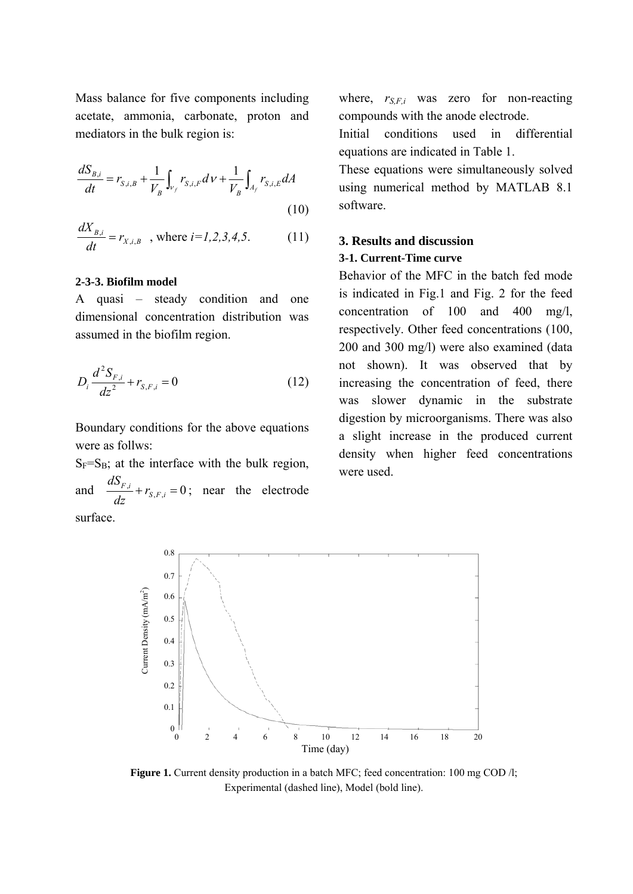Mass balance for five components including acetate, ammonia, carbonate, proton and mediators in the bulk region is:

$$\frac{dS_{B,i}}{dt} = r_{S,i,B} + \frac{1}{V_B}\int_{\nu_f} r_{S,i,F} d\nu + \frac{1}{V_B}\int_{A_f} r_{S,i,E} dA \tag{10}$$

$$\frac{dX_{B,i}}{dt} = r_{X,i,B} \quad \text{, where } i=1,2,3,4,5. \tag{11}$$

#### 2-3-3. Biofilm model

A quasi – steady condition and one dimensional concentration distribution was assumed in the biofilm region.

$$D_i \frac{d^2 S_{F,i}}{dz^2} + r_{S,F,i} = 0 \tag{12}$$

Boundary conditions for the above equations were as follws:

$S_F$=$S_B$; at the interface with the bulk region, and $\frac{dS_{F,i}}{dz} + r_{S,F,i} = 0$; near the electrode surface.

where, $r_{S,F,i}$ was zero for non-reacting compounds with the anode electrode.

Initial conditions used in differential equations are indicated in Table 1.

These equations were simultaneously solved using numerical method by MATLAB 8.1 software.

## 3. Results and discussion

### 3-1. Current-Time curve

Behavior of the MFC in the batch fed mode is indicated in Fig.1 and Fig. 2 for the feed concentration of 100 and 400 mg/l, respectively. Other feed concentrations (100, 200 and 300 mg/l) were also examined (data not shown). It was observed that by increasing the concentration of feed, there was slower dynamic in the substrate digestion by microorganisms. There was also a slight increase in the produced current density when higher feed concentrations were used.

**Figure 1.** Current density production in a batch MFC; feed concentration: 100 mg COD /l; Experimental (dashed line), Model (bold line).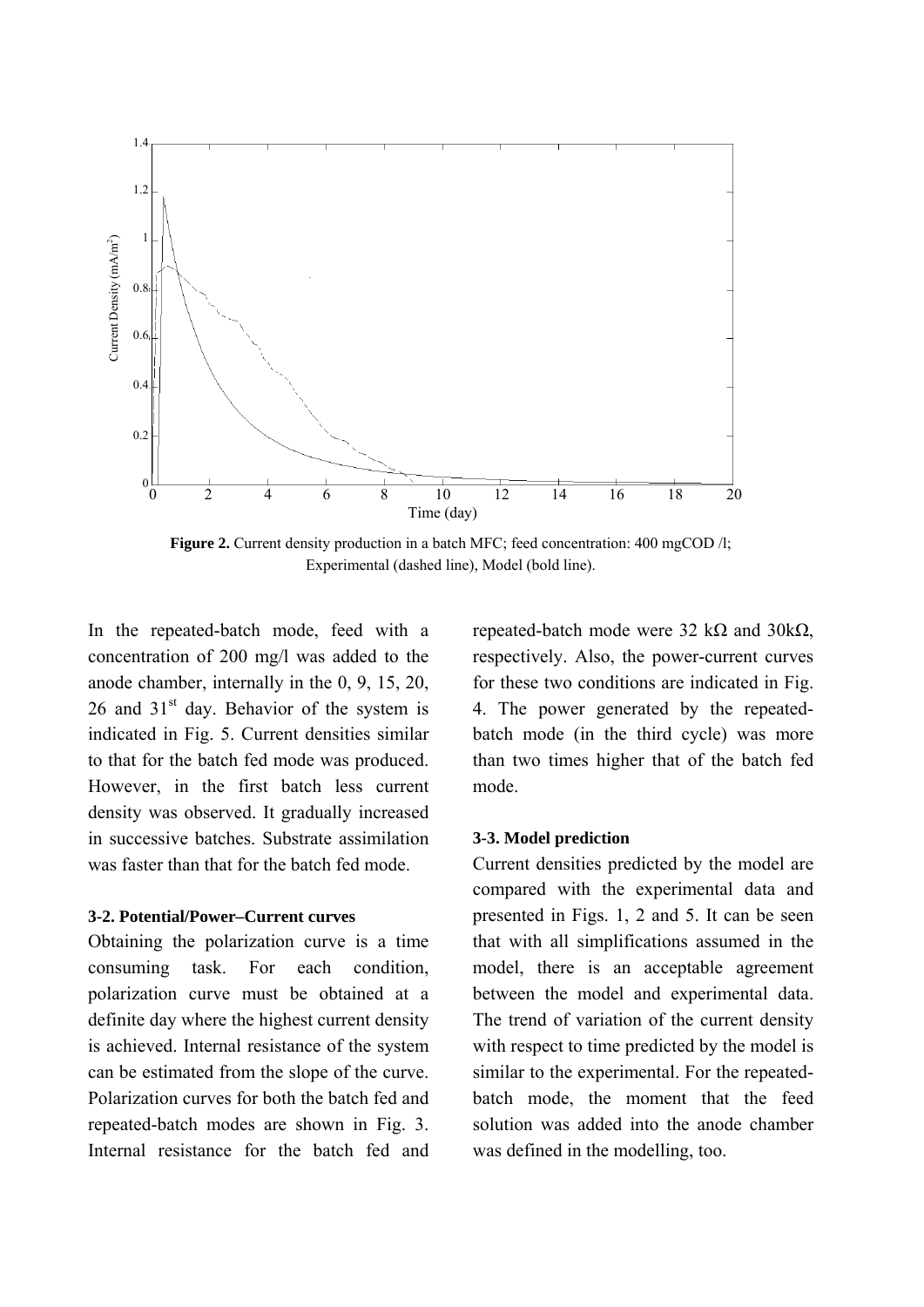**Figure 2.** Current density production in a batch MFC; feed concentration: 400 mgCOD /l; Experimental (dashed line), Model (bold line).

In the repeated-batch mode, feed with a concentration of 200 mg/l was added to the anode chamber, internally in the 0, 9, 15, 20, 26 and 31[st] day. Behavior of the system is indicated in Fig. 5. Current densities similar to that for the batch fed mode was produced. However, in the first batch less current density was observed. It gradually increased in successive batches. Substrate assimilation was faster than that for the batch fed mode.

### 3-2. Potential/Power–Current curves

Obtaining the polarization curve is a time consuming task. For each condition, polarization curve must be obtained at a definite day where the highest current density is achieved. Internal resistance of the system can be estimated from the slope of the curve. Polarization curves for both the batch fed and repeated-batch modes are shown in Fig. 3. Internal resistance for the batch fed and repeated-batch mode were 32 kΩ and 30kΩ, respectively. Also, the power-current curves for these two conditions are indicated in Fig. 4. The power generated by the repeated-batch mode (in the third cycle) was more than two times higher that of the batch fed mode.

### 3-3. Model prediction

Current densities predicted by the model are compared with the experimental data and presented in Figs. 1, 2 and 5. It can be seen that with all simplifications assumed in the model, there is an acceptable agreement between the model and experimental data. The trend of variation of the current density with respect to time predicted by the model is similar to the experimental. For the repeated-batch mode, the moment that the feed solution was added into the anode chamber was defined in the modelling, too.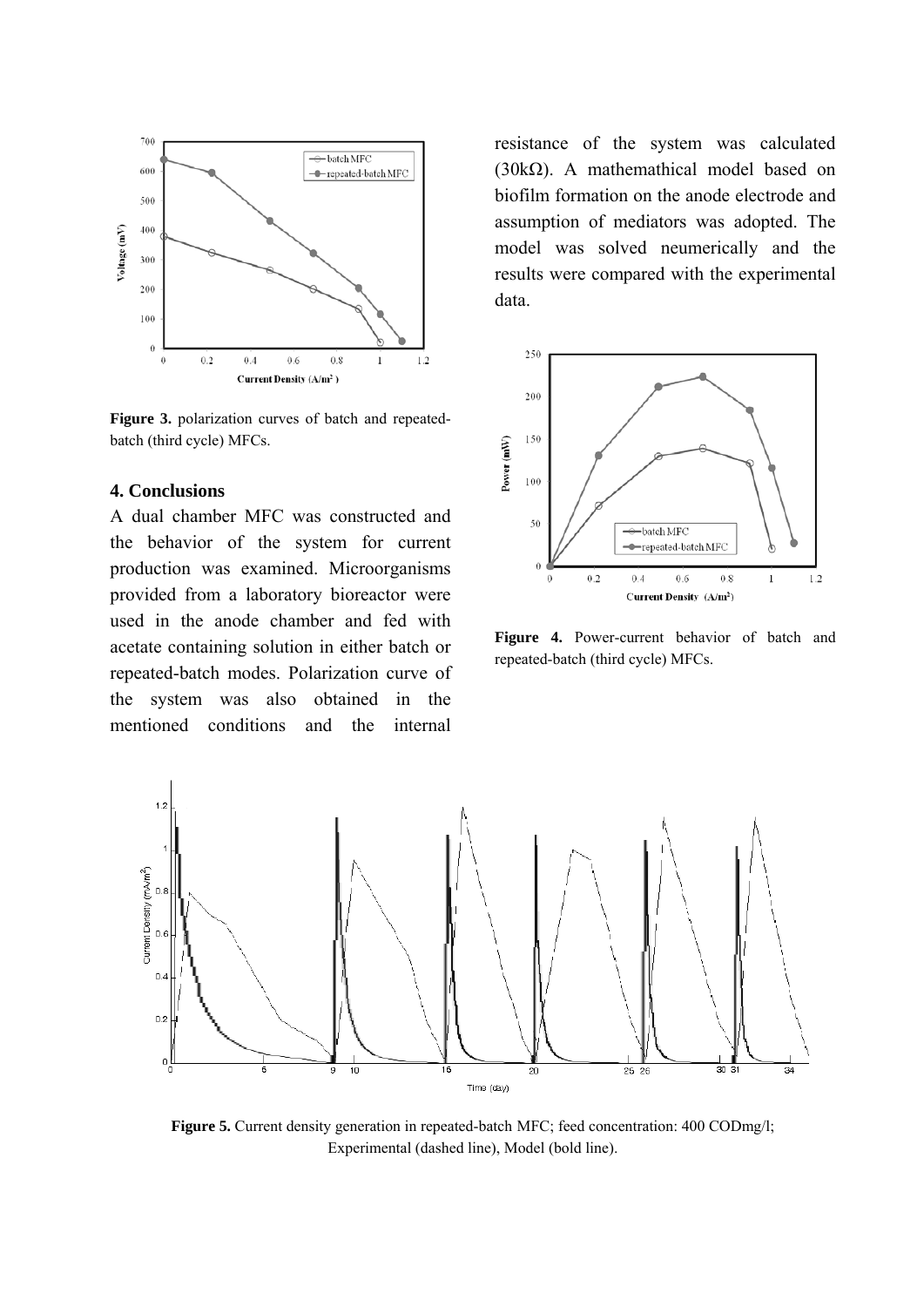Figure 3. polarization curves of batch and repeated-batch (third cycle) MFCs.

## 4. Conclusions

A dual chamber MFC was constructed and the behavior of the system for current production was examined. Microorganisms provided from a laboratory bioreactor were used in the anode chamber and fed with acetate containing solution in either batch or repeated-batch modes. Polarization curve of the system was also obtained in the mentioned conditions and the internal resistance of the system was calculated (30kΩ). A mathemathical model based on biofilm formation on the anode electrode and assumption of mediators was adopted. The model was solved neumerically and the results were compared with the experimental data.

Figure 4. Power-current behavior of batch and repeated-batch (third cycle) MFCs.

Figure 5. Current density generation in repeated-batch MFC; feed concentration: 400 CODmg/l; Experimental (dashed line), Model (bold line).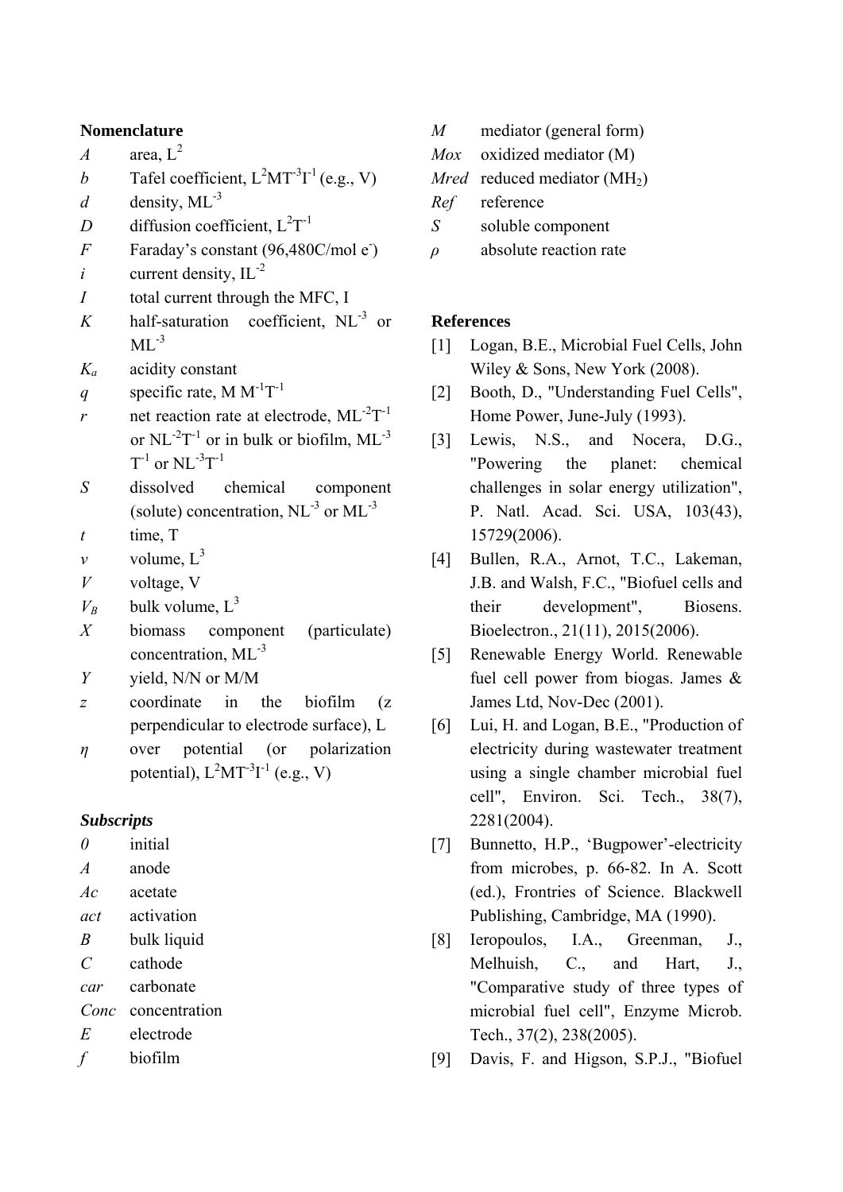## Nomenclature

- $A$ area, $L^2$
- $b$ Tafel coefficient, $L^2MT^{-3}I^{-1}$ (e.g., V)
- $d$ density, $ML^{-3}$
- $D$ diffusion coefficient, $L^2T^{-1}$
- $F$ Faraday's constant (96,480C/mol $e^-$)
- $i$ current density, $IL^{-2}$
- $I$ total current through the MFC, I
- $K$ half-saturation coefficient, $NL^{-3}$ or $ML^{-3}$
- $K_a$ acidity constant
- $q$ specific rate, M $M^{-1}T^{-1}$
- $r$ net reaction rate at electrode, $ML^{-2}T^{-1}$ or $NL^{-2}T^{-1}$ or in bulk or biofilm, $ML^{-3}T^{-1}$ or $NL^{-3}T^{-1}$
- $S$ dissolved chemical component (solute) concentration, $NL^{-3}$ or $ML^{-3}$
- $t$ time, T
- $v$ volume, $L^3$
- $V$ voltage, V
- $V_B$ bulk volume, $L^3$
- $X$ biomass component (particulate) concentration, $ML^{-3}$
- $Y$ yield, N/N or M/M
- $z$ coordinate in the biofilm (z perpendicular to electrode surface), L
- $\eta$ over potential (or polarization potential), $L^2MT^{-3}I^{-1}$ (e.g., V)

### *Subscripts*

- *0* initial
- *A* anode
- *Ac* acetate
- *act* activation
- *B* bulk liquid
- *C* cathode
- *car* carbonate
- *Conc* concentration
- *E* electrode
- *f* biofilm
- *M* mediator (general form)
- *Mox* oxidized mediator (M)
- *Mred* reduced mediator ($MH_2$)
- *Ref* reference
- *S* soluble component
- $\rho$ absolute reaction rate

## References

[1] Logan, B.E., Microbial Fuel Cells, John Wiley & Sons, New York (2008).

[2] Booth, D., "Understanding Fuel Cells", Home Power, June-July (1993).

[3] Lewis, N.S., and Nocera, D.G., "Powering the planet: chemical challenges in solar energy utilization", P. Natl. Acad. Sci. USA, 103(43), 15729(2006).

[4] Bullen, R.A., Arnot, T.C., Lakeman, J.B. and Walsh, F.C., "Biofuel cells and their development", Biosens. Bioelectron., 21(11), 2015(2006).

[5] Renewable Energy World. Renewable fuel cell power from biogas. James & James Ltd, Nov-Dec (2001).

[6] Lui, H. and Logan, B.E., "Production of electricity during wastewater treatment using a single chamber microbial fuel cell", Environ. Sci. Tech., 38(7), 2281(2004).

[7] Bunnetto, H.P., 'Bugpower'-electricity from microbes, p. 66-82. In A. Scott (ed.), Frontries of Science. Blackwell Publishing, Cambridge, MA (1990).

[8] Ieropoulos, I.A., Greenman, J., Melhuish, C., and Hart, J., "Comparative study of three types of microbial fuel cell", Enzyme Microb. Tech., 37(2), 238(2005).

[9] Davis, F. and Higson, S.P.J., "Biofuel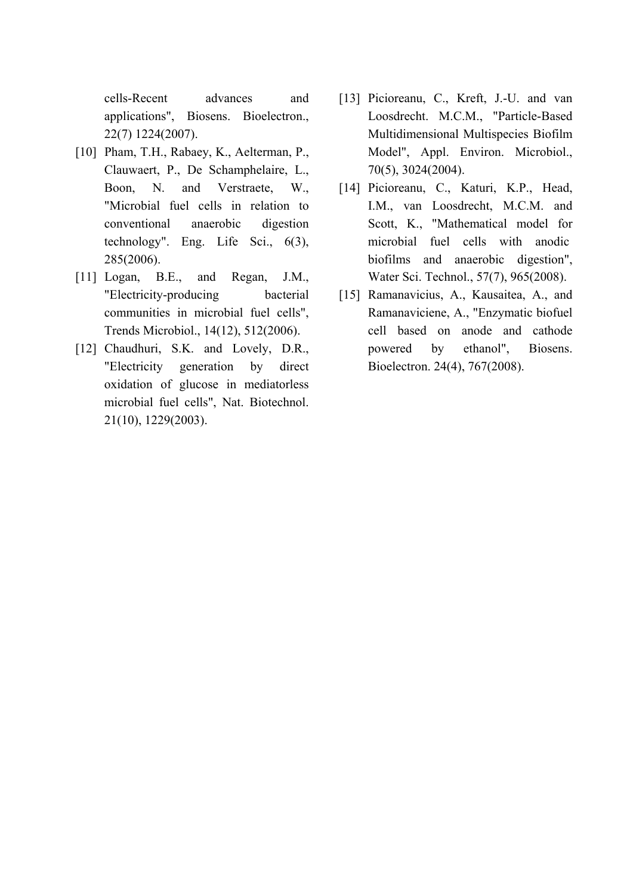cells-Recent advances and applications", Biosens. Bioelectron., 22(7) 1224(2007).

[10] Pham, T.H., Rabaey, K., Aelterman, P., Clauwaert, P., De Schamphelaire, L., Boon, N. and Verstraete, W., "Microbial fuel cells in relation to conventional anaerobic digestion technology". Eng. Life Sci., 6(3), 285(2006).

[11] Logan, B.E., and Regan, J.M., "Electricity-producing bacterial communities in microbial fuel cells", Trends Microbiol., 14(12), 512(2006).

[12] Chaudhuri, S.K. and Lovely, D.R., "Electricity generation by direct oxidation of glucose in mediatorless microbial fuel cells", Nat. Biotechnol. 21(10), 1229(2003).

[13] Picioreanu, C., Kreft, J.-U. and van Loosdrecht. M.C.M., "Particle-Based Multidimensional Multispecies Biofilm Model", Appl. Environ. Microbiol., 70(5), 3024(2004).

[14] Picioreanu, C., Katuri, K.P., Head, I.M., van Loosdrecht, M.C.M. and Scott, K., "Mathematical model for microbial fuel cells with anodic biofilms and anaerobic digestion", Water Sci. Technol., 57(7), 965(2008).

[15] Ramanavicius, A., Kausaitea, A., and Ramanaviciene, A., "Enzymatic biofuel cell based on anode and cathode powered by ethanol", Biosens. Bioelectron. 24(4), 767(2008).